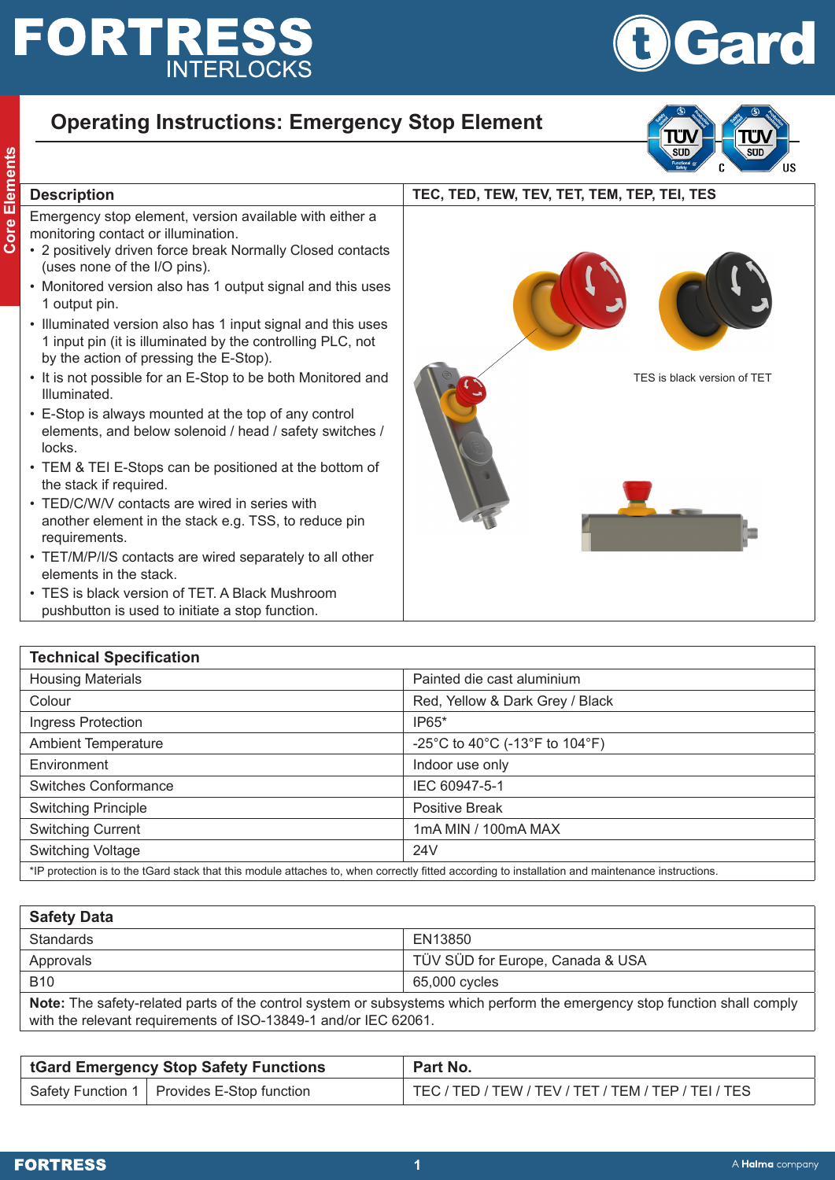# FORTRESS INTERLOCKS

# tGard

## Operating Instructions: Emergency Stop Element

| Description | TEC, TED, TEW, TEV, TET, TEM, TEP, TEI, TES |
|---|---|
| Emergency stop element, version available with either a monitoring contact or illumination.<br>• 2 positively driven force break Normally Closed contacts (uses none of the I/O pins).<br>• Monitored version also has 1 output signal and this uses 1 output pin.<br>• Illuminated version also has 1 input signal and this uses 1 input pin (it is illuminated by the controlling PLC, not by the action of pressing the E-Stop).<br>• It is not possible for an E-Stop to be both Monitored and Illuminated.<br>• E-Stop is always mounted at the top of any control elements, and below solenoid / head / safety switches / locks.<br>• TEM & TEI E-Stops can be positioned at the bottom of the stack if required.<br>• TED/C/W/V contacts are wired in series with another element in the stack e.g. TSS, to reduce pin requirements.<br>• TET/M/P/I/S contacts are wired separately to all other elements in the stack.<br>• TES is black version of TET. A Black Mushroom pushbutton is used to initiate a stop function. | TES is black version of TET |

| Technical Specification | |
|---|---|
| Housing Materials | Painted die cast aluminium |
| Colour | Red, Yellow & Dark Grey / Black |
| Ingress Protection | IP65* |
| Ambient Temperature | -25°C to 40°C (-13°F to 104°F) |
| Environment | Indoor use only |
| Switches Conformance | IEC 60947-5-1 |
| Switching Principle | Positive Break |
| Switching Current | 1mA MIN / 100mA MAX |
| Switching Voltage | 24V |

*IP protection is to the tGard stack that this module attaches to, when correctly fitted according to installation and maintenance instructions.

| Safety Data | |
|---|---|
| Standards | EN13850 |
| Approvals | TÜV SÜD for Europe, Canada & USA |
| B10 | 65,000 cycles |

**Note:** The safety-related parts of the control system or subsystems which perform the emergency stop function shall comply with the relevant requirements of ISO-13849-1 and/or IEC 62061.

| tGard Emergency Stop Safety Functions | | Part No. |
|---|---|---|
| Safety Function 1 | Provides E-Stop function | TEC / TED / TEW / TEV / TET / TEM / TEP / TEI / TES |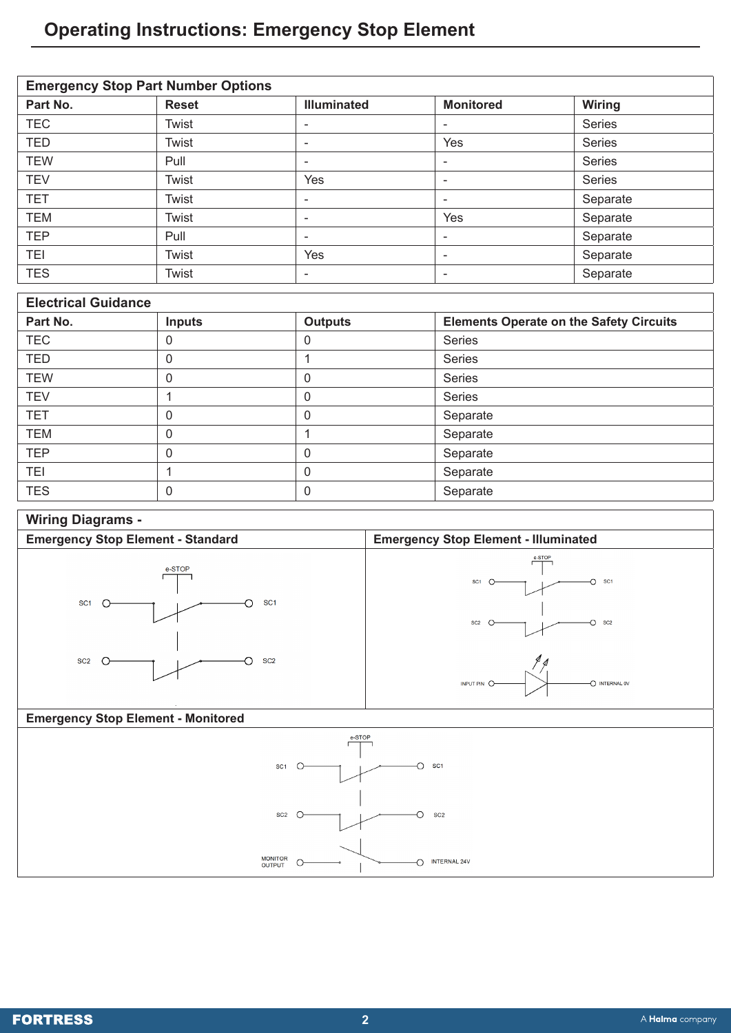# Operating Instructions: Emergency Stop Element

| Emergency Stop Part Number Options | | | | |
|---|---|---|---|---|
| **Part No.** | **Reset** | **Illuminated** | **Monitored** | **Wiring** |
| TEC | Twist | - | - | Series |
| TED | Twist | - | Yes | Series |
| TEW | Pull | - | - | Series |
| TEV | Twist | Yes | - | Series |
| TET | Twist | - | - | Separate |
| TEM | Twist | - | Yes | Separate |
| TEP | Pull | - | - | Separate |
| TEI | Twist | Yes | - | Separate |
| TES | Twist | - | - | Separate |

| Electrical Guidance | | | |
|---|---|---|---|
| **Part No.** | **Inputs** | **Outputs** | **Elements Operate on the Safety Circuits** |
| TEC | 0 | 0 | Series |
| TED | 0 | 1 | Series |
| TEW | 0 | 0 | Series |
| TEV | 1 | 0 | Series |
| TET | 0 | 0 | Separate |
| TEM | 0 | 1 | Separate |
| TEP | 0 | 0 | Separate |
| TEI | 1 | 0 | Separate |
| TES | 0 | 0 | Separate |

## Wiring Diagrams -

### Emergency Stop Element - Standard

e-STOP

SC1 — SC1

SC2 — SC2

### Emergency Stop Element - Illuminated

e-STOP

SC1 — SC1

SC2 — SC2

INPUT PIN — INTERNAL 0V

### Emergency Stop Element - Monitored

e-STOP

SC1 — SC1

SC2 — SC2

MONITOR OUTPUT — INTERNAL 24V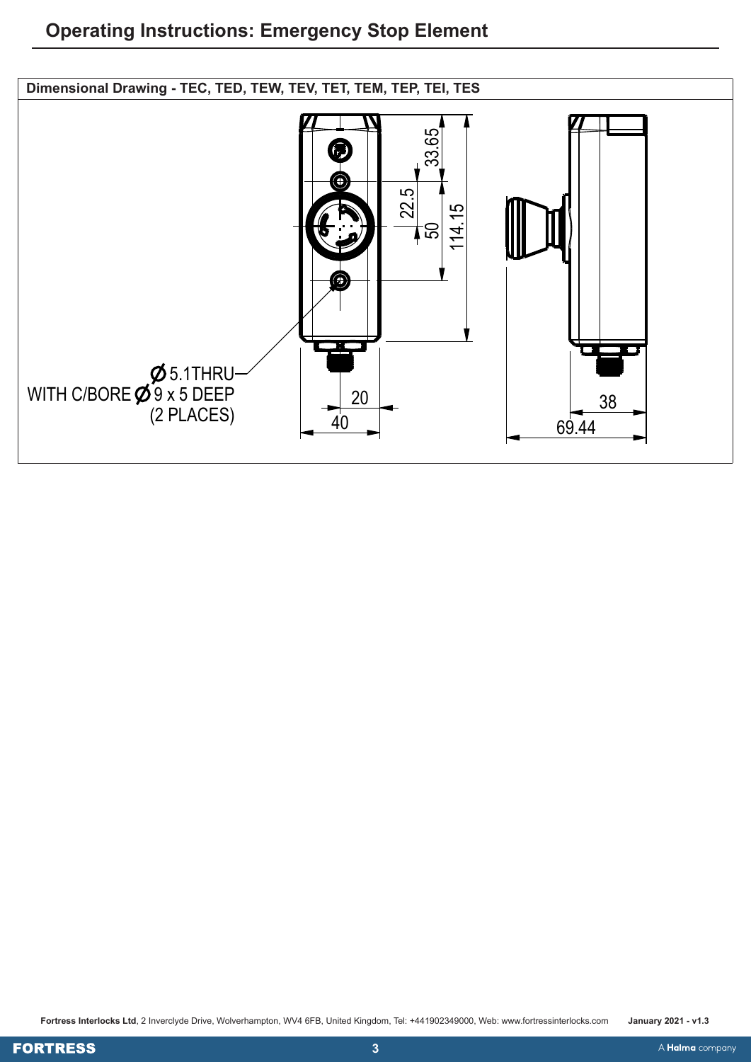# Operating Instructions: Emergency Stop Element

## Dimensional Drawing - TEC, TED, TEW, TEV, TET, TEM, TEP, TEI, TES

33.65

22.5

50

114.15

Ø 5.1THRU
WITH C/BORE Ø 9 x 5 DEEP
(2 PLACES)

20

40

38

69.44

**Fortress Interlocks Ltd**, 2 Inverclyde Drive, Wolverhampton, WV4 6FB, United Kingdom, Tel: +441902349000, Web: www.fortressinterlocks.com **January 2021 - v1.3**